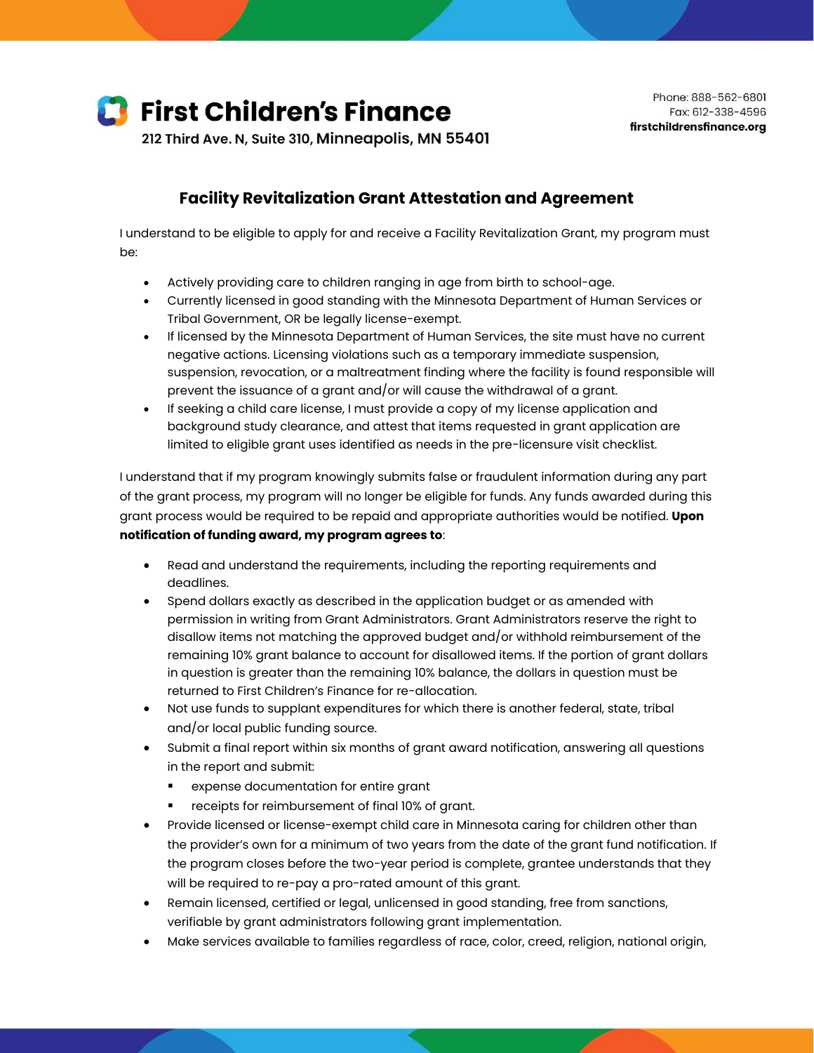# First Children's Finance

212 Third Ave. N, Suite 310, Minneapolis, MN 55401

Phone: 888-562-6801
Fax: 612-338-4596
**firstchildrensfinance.org**

## Facility Revitalization Grant Attestation and Agreement

I understand to be eligible to apply for and receive a Facility Revitalization Grant, my program must be:

- Actively providing care to children ranging in age from birth to school-age.
- Currently licensed in good standing with the Minnesota Department of Human Services or Tribal Government, OR be legally license-exempt.
- If licensed by the Minnesota Department of Human Services, the site must have no current negative actions. Licensing violations such as a temporary immediate suspension, suspension, revocation, or a maltreatment finding where the facility is found responsible will prevent the issuance of a grant and/or will cause the withdrawal of a grant.
- If seeking a child care license, I must provide a copy of my license application and background study clearance, and attest that items requested in grant application are limited to eligible grant uses identified as needs in the pre-licensure visit checklist.

I understand that if my program knowingly submits false or fraudulent information during any part of the grant process, my program will no longer be eligible for funds. Any funds awarded during this grant process would be required to be repaid and appropriate authorities would be notified. **Upon notification of funding award, my program agrees to**:

- Read and understand the requirements, including the reporting requirements and deadlines.
- Spend dollars exactly as described in the application budget or as amended with permission in writing from Grant Administrators. Grant Administrators reserve the right to disallow items not matching the approved budget and/or withhold reimbursement of the remaining 10% grant balance to account for disallowed items. If the portion of grant dollars in question is greater than the remaining 10% balance, the dollars in question must be returned to First Children's Finance for re-allocation.
- Not use funds to supplant expenditures for which there is another federal, state, tribal and/or local public funding source.
- Submit a final report within six months of grant award notification, answering all questions in the report and submit:
  - expense documentation for entire grant
  - receipts for reimbursement of final 10% of grant.
- Provide licensed or license-exempt child care in Minnesota caring for children other than the provider's own for a minimum of two years from the date of the grant fund notification. If the program closes before the two-year period is complete, grantee understands that they will be required to re-pay a pro-rated amount of this grant.
- Remain licensed, certified or legal, unlicensed in good standing, free from sanctions, verifiable by grant administrators following grant implementation.
- Make services available to families regardless of race, color, creed, religion, national origin,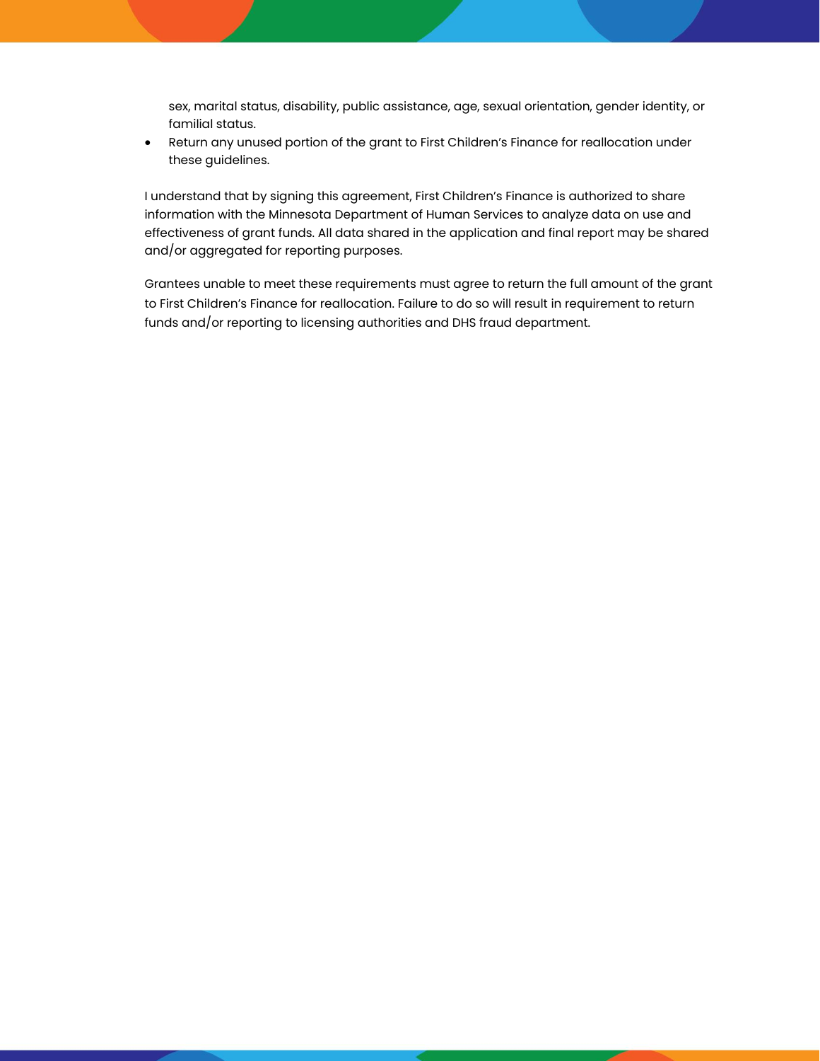sex, marital status, disability, public assistance, age, sexual orientation, gender identity, or familial status.

- Return any unused portion of the grant to First Children's Finance for reallocation under these guidelines.

I understand that by signing this agreement, First Children's Finance is authorized to share information with the Minnesota Department of Human Services to analyze data on use and effectiveness of grant funds. All data shared in the application and final report may be shared and/or aggregated for reporting purposes.

Grantees unable to meet these requirements must agree to return the full amount of the grant to First Children's Finance for reallocation. Failure to do so will result in requirement to return funds and/or reporting to licensing authorities and DHS fraud department.